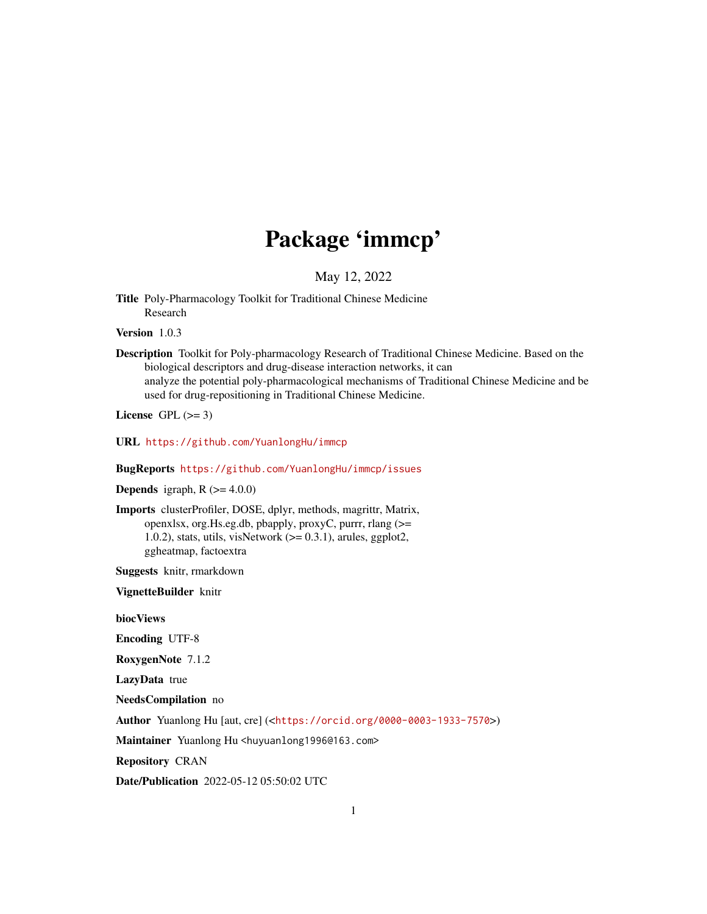# Package 'immcp'

May 12, 2022

**Title** Poly-Pharmacology Toolkit for Traditional Chinese Medicine Research

**Version** 1.0.3

**Description** Toolkit for Poly-pharmacology Research of Traditional Chinese Medicine. Based on the biological descriptors and drug-disease interaction networks, it can analyze the potential poly-pharmacological mechanisms of Traditional Chinese Medicine and be used for drug-repositioning in Traditional Chinese Medicine.

**License** GPL (>= 3)

**URL** https://github.com/YuanlongHu/immcp

**BugReports** https://github.com/YuanlongHu/immcp/issues

**Depends** igraph, R (>= 4.0.0)

**Imports** clusterProfiler, DOSE, dplyr, methods, magrittr, Matrix, openxlsx, org.Hs.eg.db, pbapply, proxyC, purrr, rlang (>= 1.0.2), stats, utils, visNetwork (>= 0.3.1), arules, ggplot2, ggheatmap, factoextra

**Suggests** knitr, rmarkdown

**VignetteBuilder** knitr

**biocViews**

**Encoding** UTF-8

**RoxygenNote** 7.1.2

**LazyData** true

**NeedsCompilation** no

**Author** Yuanlong Hu [aut, cre] (<https://orcid.org/0000-0003-1933-7570>)

**Maintainer** Yuanlong Hu <huyuanlong1996@163.com>

**Repository** CRAN

**Date/Publication** 2022-05-12 05:50:02 UTC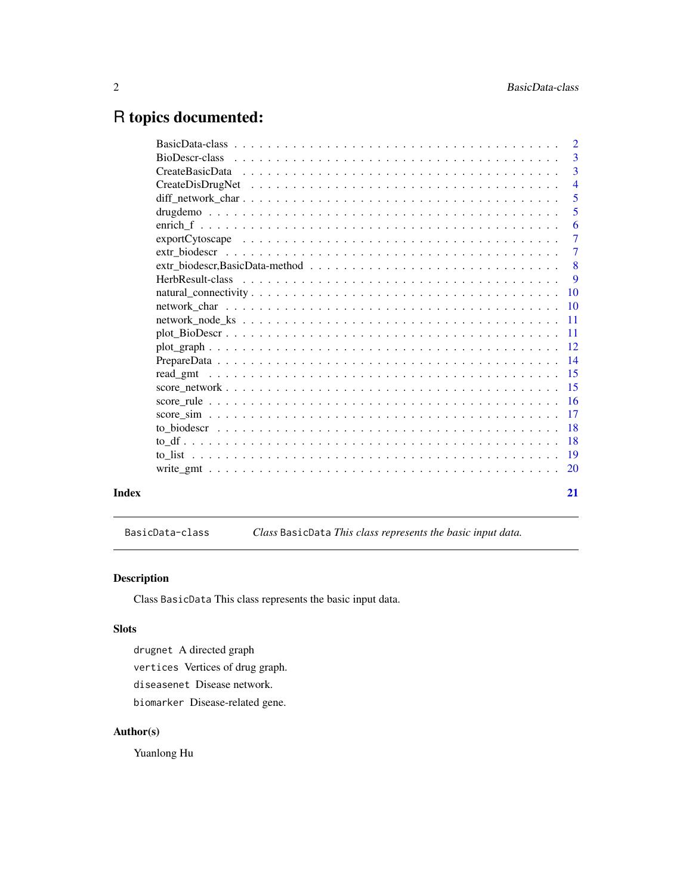# R topics documented:

| | |
|---|---|
| BasicData-class | 2 |
| BioDescr-class | 3 |
| CreateBasicData | 3 |
| CreateDisDrugNet | 4 |
| diff_network_char | 5 |
| drugdemo | 5 |
| enrich_f | 6 |
| exportCytoscape | 7 |
| extr_biodescr | 7 |
| extr_biodescr,BasicData-method | 8 |
| HerbResult-class | 9 |
| natural_connectivity | 10 |
| network_char | 10 |
| network_node_ks | 11 |
| plot_BioDescr | 11 |
| plot_graph | 12 |
| PrepareData | 14 |
| read_gmt | 15 |
| score_network | 15 |
| score_rule | 16 |
| score_sim | 17 |
| to_biodescr | 18 |
| to_df | 18 |
| to_list | 19 |
| write_gmt | 20 |

**Index** **21**

---

`BasicData-class` *Class* `BasicData` *This class represents the basic input data.*

---

### Description

Class `BasicData` This class represents the basic input data.

### Slots

`drugnet` A directed graph

`vertices` Vertices of drug graph.

`diseasenet` Disease network.

`biomarker` Disease-related gene.

### Author(s)

Yuanlong Hu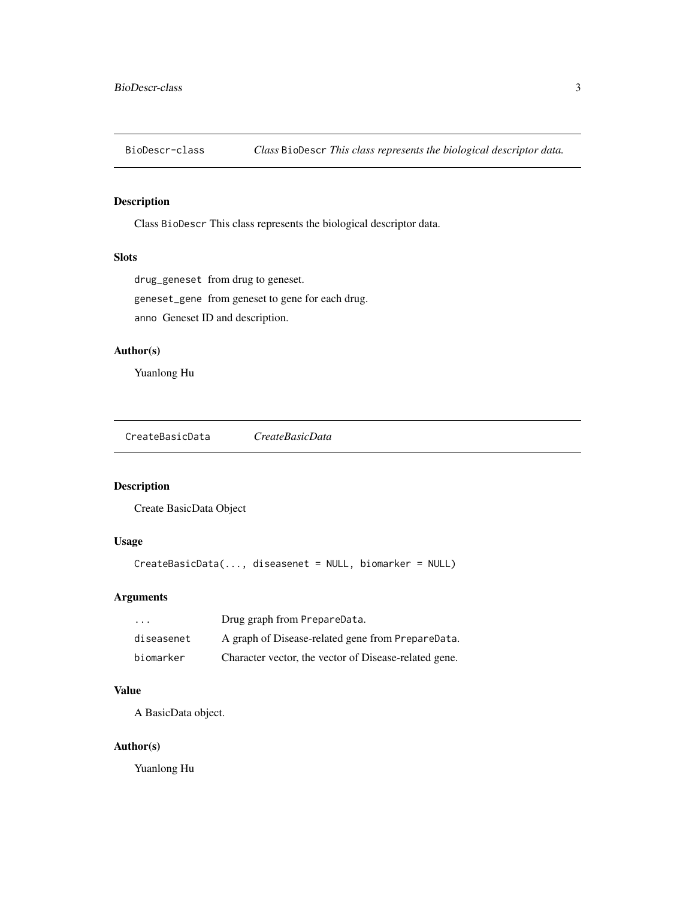## BioDescr-class — *Class* BioDescr *This class represents the biological descriptor data.*

### Description

Class BioDescr This class represents the biological descriptor data.

### Slots

`drug_geneset` from drug to geneset.

`geneset_gene` from geneset to gene for each drug.

`anno` Geneset ID and description.

### Author(s)

Yuanlong Hu

## CreateBasicData — *CreateBasicData*

### Description

Create BasicData Object

### Usage

```
CreateBasicData(..., diseasenet = NULL, biomarker = NULL)
```

### Arguments

| | |
|---|---|
| `...` | Drug graph from `PrepareData`. |
| `diseasenet` | A graph of Disease-related gene from `PrepareData`. |
| `biomarker` | Character vector, the vector of Disease-related gene. |

### Value

A BasicData object.

### Author(s)

Yuanlong Hu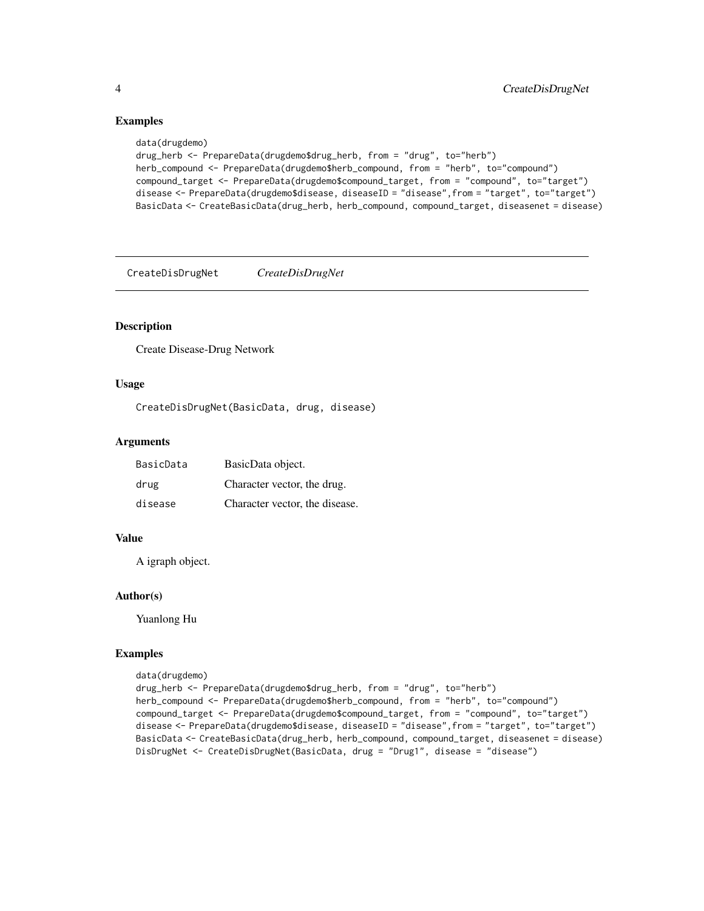## Examples

```
data(drugdemo)
drug_herb <- PrepareData(drugdemo$drug_herb, from = "drug", to="herb")
herb_compound <- PrepareData(drugdemo$herb_compound, from = "herb", to="compound")
compound_target <- PrepareData(drugdemo$compound_target, from = "compound", to="target")
disease <- PrepareData(drugdemo$disease, diseaseID = "disease",from = "target", to="target")
BasicData <- CreateBasicData(drug_herb, herb_compound, compound_target, diseasenet = disease)
```

---

# CreateDisDrugNet *CreateDisDrugNet*

---

## Description

Create Disease-Drug Network

## Usage

```
CreateDisDrugNet(BasicData, drug, disease)
```

## Arguments

| | |
|---|---|
| BasicData | BasicData object. |
| drug | Character vector, the drug. |
| disease | Character vector, the disease. |

## Value

A igraph object.

## Author(s)

Yuanlong Hu

## Examples

```
data(drugdemo)
drug_herb <- PrepareData(drugdemo$drug_herb, from = "drug", to="herb")
herb_compound <- PrepareData(drugdemo$herb_compound, from = "herb", to="compound")
compound_target <- PrepareData(drugdemo$compound_target, from = "compound", to="target")
disease <- PrepareData(drugdemo$disease, diseaseID = "disease",from = "target", to="target")
BasicData <- CreateBasicData(drug_herb, herb_compound, compound_target, diseasenet = disease)
DisDrugNet <- CreateDisDrugNet(BasicData, drug = "Drug1", disease = "disease")
```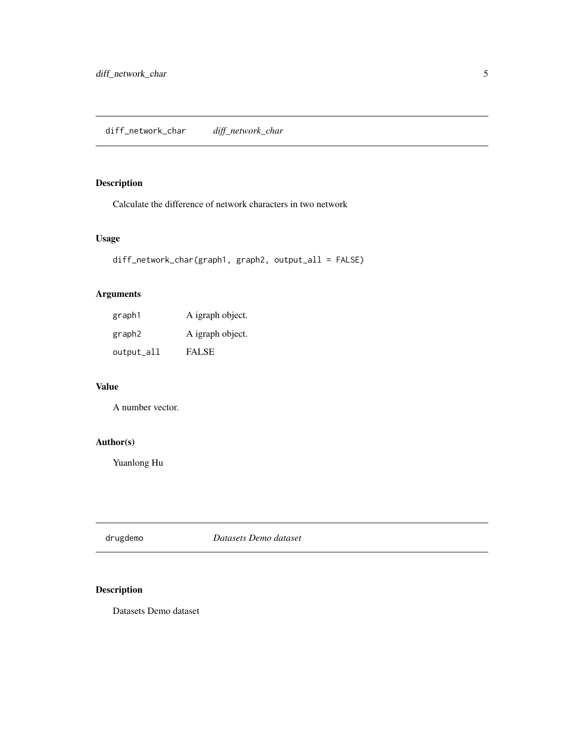## diff_network_char — *diff_network_char*

### Description

Calculate the difference of network characters in two network

### Usage

```
diff_network_char(graph1, graph2, output_all = FALSE)
```

### Arguments

| | |
|---|---|
| graph1 | A igraph object. |
| graph2 | A igraph object. |
| output_all | FALSE |

### Value

A number vector.

### Author(s)

Yuanlong Hu

## drugdemo — *Datasets Demo dataset*

### Description

Datasets Demo dataset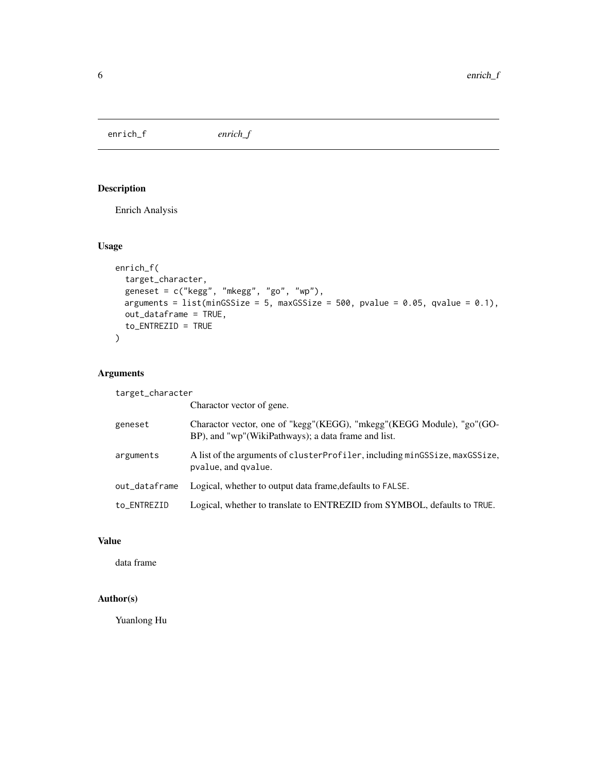enrich_f    *enrich_f*

## Description

Enrich Analysis

## Usage

```
enrich_f(
  target_character,
  geneset = c("kegg", "mkegg", "go", "wp"),
  arguments = list(minGSSize = 5, maxGSSize = 500, pvalue = 0.05, qvalue = 0.1),
  out_dataframe = TRUE,
  to_ENTREZID = TRUE
)
```

## Arguments

| | |
|---|---|
| target_character | Charactor vector of gene. |
| geneset | Charactor vector, one of "kegg"(KEGG), "mkegg"(KEGG Module), "go"(GO-BP), and "wp"(WikiPathways); a data frame and list. |
| arguments | A list of the arguments of `clusterProfiler`, including `minGSSize`, `maxGSSize`, `pvalue`, and `qvalue`. |
| out_dataframe | Logical, whether to output data frame,defaults to `FALSE`. |
| to_ENTREZID | Logical, whether to translate to ENTREZID from SYMBOL, defaults to `TRUE`. |

## Value

data frame

## Author(s)

Yuanlong Hu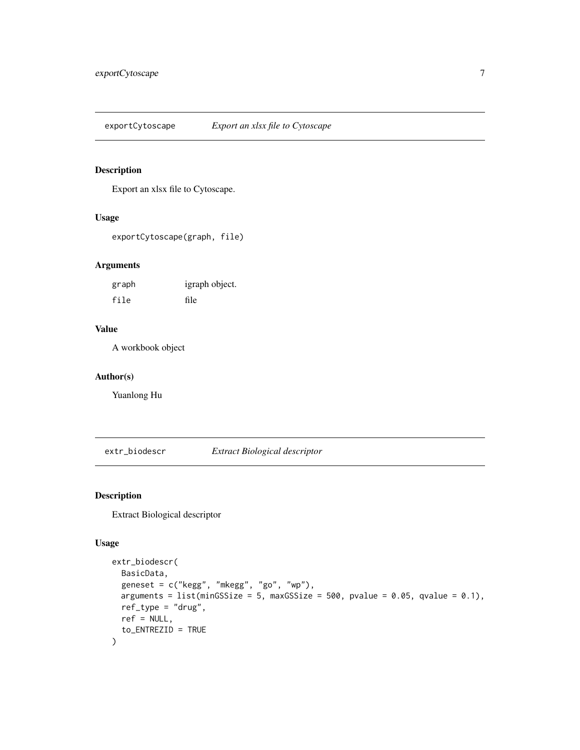## exportCytoscape *Export an xlsx file to Cytoscape*

### Description

Export an xlsx file to Cytoscape.

### Usage

```
exportCytoscape(graph, file)
```

### Arguments

| | |
|---|---|
| graph | igraph object. |
| file | file |

### Value

A workbook object

### Author(s)

Yuanlong Hu

## extr_biodescr *Extract Biological descriptor*

### Description

Extract Biological descriptor

### Usage

```
extr_biodescr(
  BasicData,
  geneset = c("kegg", "mkegg", "go", "wp"),
  arguments = list(minGSSize = 5, maxGSSize = 500, pvalue = 0.05, qvalue = 0.1),
  ref_type = "drug",
  ref = NULL,
  to_ENTREZID = TRUE
)
```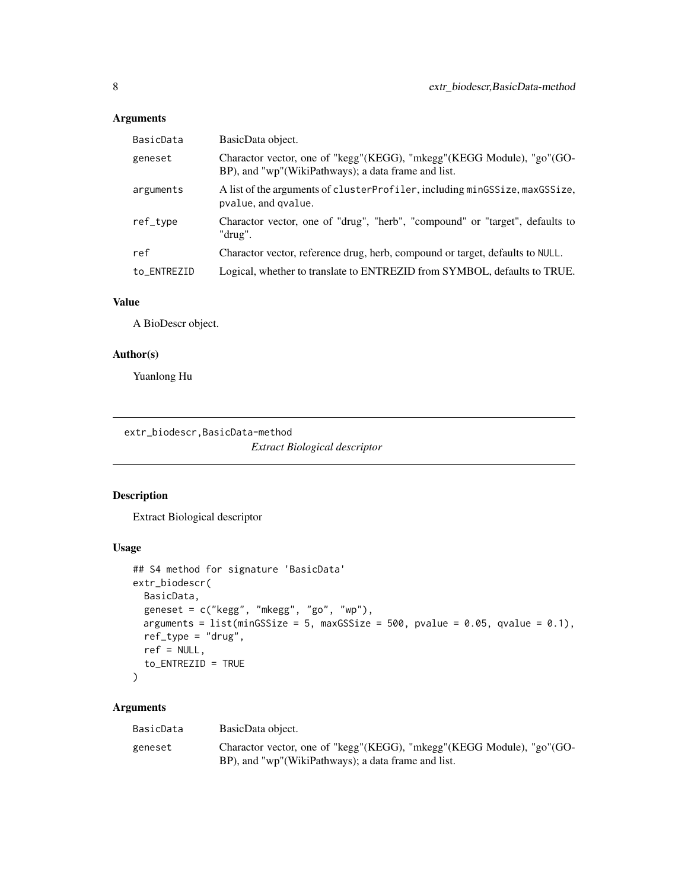### Arguments

| | |
|---|---|
| BasicData | BasicData object. |
| geneset | Charactor vector, one of "kegg"(KEGG), "mkegg"(KEGG Module), "go"(GO-BP), and "wp"(WikiPathways); a data frame and list. |
| arguments | A list of the arguments of clusterProfiler, including minGSSize, maxGSSize, pvalue, and qvalue. |
| ref_type | Charactor vector, one of "drug", "herb", "compound" or "target", defaults to "drug". |
| ref | Charactor vector, reference drug, herb, compound or target, defaults to NULL. |
| to_ENTREZID | Logical, whether to translate to ENTREZID from SYMBOL, defaults to TRUE. |

### Value

A BioDescr object.

### Author(s)

Yuanlong Hu

---

## extr_biodescr,BasicData-method

*Extract Biological descriptor*

---

### Description

Extract Biological descriptor

### Usage

```
## S4 method for signature 'BasicData'
extr_biodescr(
  BasicData,
  geneset = c("kegg", "mkegg", "go", "wp"),
  arguments = list(minGSSize = 5, maxGSSize = 500, pvalue = 0.05, qvalue = 0.1),
  ref_type = "drug",
  ref = NULL,
  to_ENTREZID = TRUE
)
```

### Arguments

| | |
|---|---|
| BasicData | BasicData object. |
| geneset | Charactor vector, one of "kegg"(KEGG), "mkegg"(KEGG Module), "go"(GO-BP), and "wp"(WikiPathways); a data frame and list. |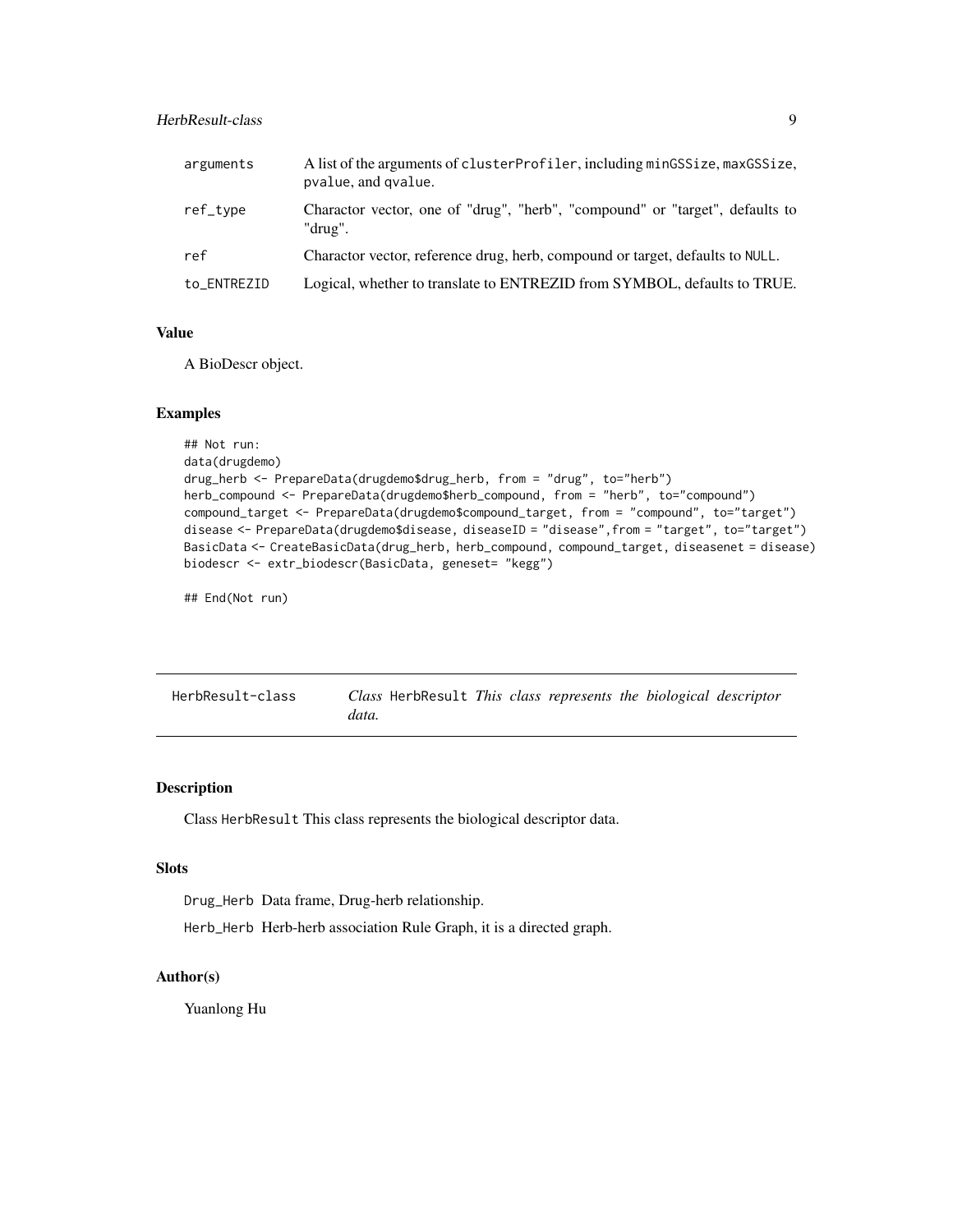| | |
|---|---|
| arguments | A list of the arguments of clusterProfiler, including minGSSize, maxGSSize, pvalue, and qvalue. |
| ref_type | Charactor vector, one of "drug", "herb", "compound" or "target", defaults to "drug". |
| ref | Charactor vector, reference drug, herb, compound or target, defaults to NULL. |
| to_ENTREZID | Logical, whether to translate to ENTREZID from SYMBOL, defaults to TRUE. |

### Value

A BioDescr object.

### Examples

```
## Not run:
data(drugdemo)
drug_herb <- PrepareData(drugdemo$drug_herb, from = "drug", to="herb")
herb_compound <- PrepareData(drugdemo$herb_compound, from = "herb", to="compound")
compound_target <- PrepareData(drugdemo$compound_target, from = "compound", to="target")
disease <- PrepareData(drugdemo$disease, diseaseID = "disease",from = "target", to="target")
BasicData <- CreateBasicData(drug_herb, herb_compound, compound_target, diseasenet = disease)
biodescr <- extr_biodescr(BasicData, geneset= "kegg")

## End(Not run)
```

---

## HerbResult-class — *Class* HerbResult *This class represents the biological descriptor data.*

---

### Description

Class HerbResult This class represents the biological descriptor data.

### Slots

Drug_Herb Data frame, Drug-herb relationship.

Herb_Herb Herb-herb association Rule Graph, it is a directed graph.

### Author(s)

Yuanlong Hu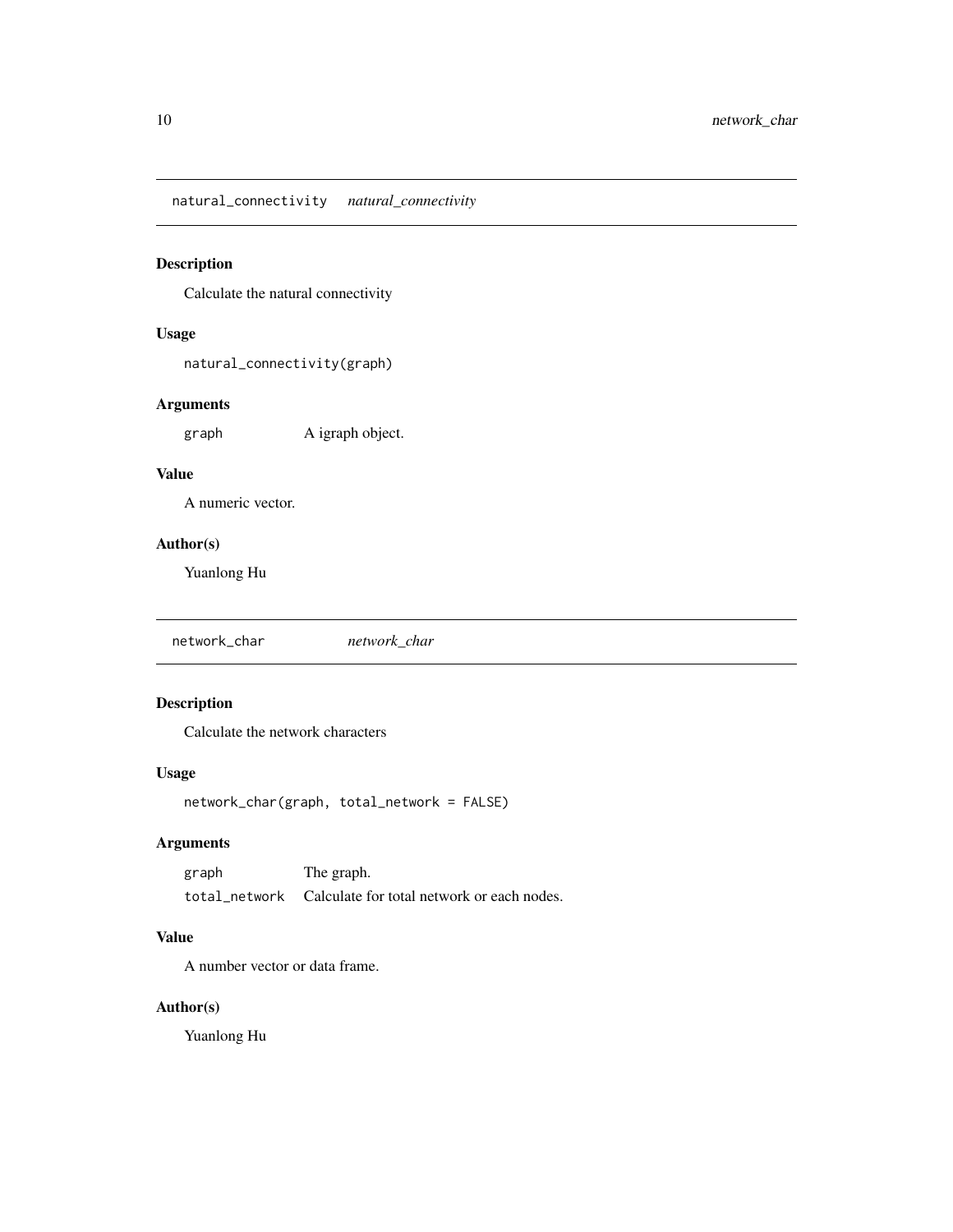## natural_connectivity    *natural_connectivity*

### Description

Calculate the natural connectivity

### Usage

```
natural_connectivity(graph)
```

### Arguments

| | |
|---|---|
| graph | A igraph object. |

### Value

A numeric vector.

### Author(s)

Yuanlong Hu

## network_char    *network_char*

### Description

Calculate the network characters

### Usage

```
network_char(graph, total_network = FALSE)
```

### Arguments

| | |
|---|---|
| graph | The graph. |
| total_network | Calculate for total network or each nodes. |

### Value

A number vector or data frame.

### Author(s)

Yuanlong Hu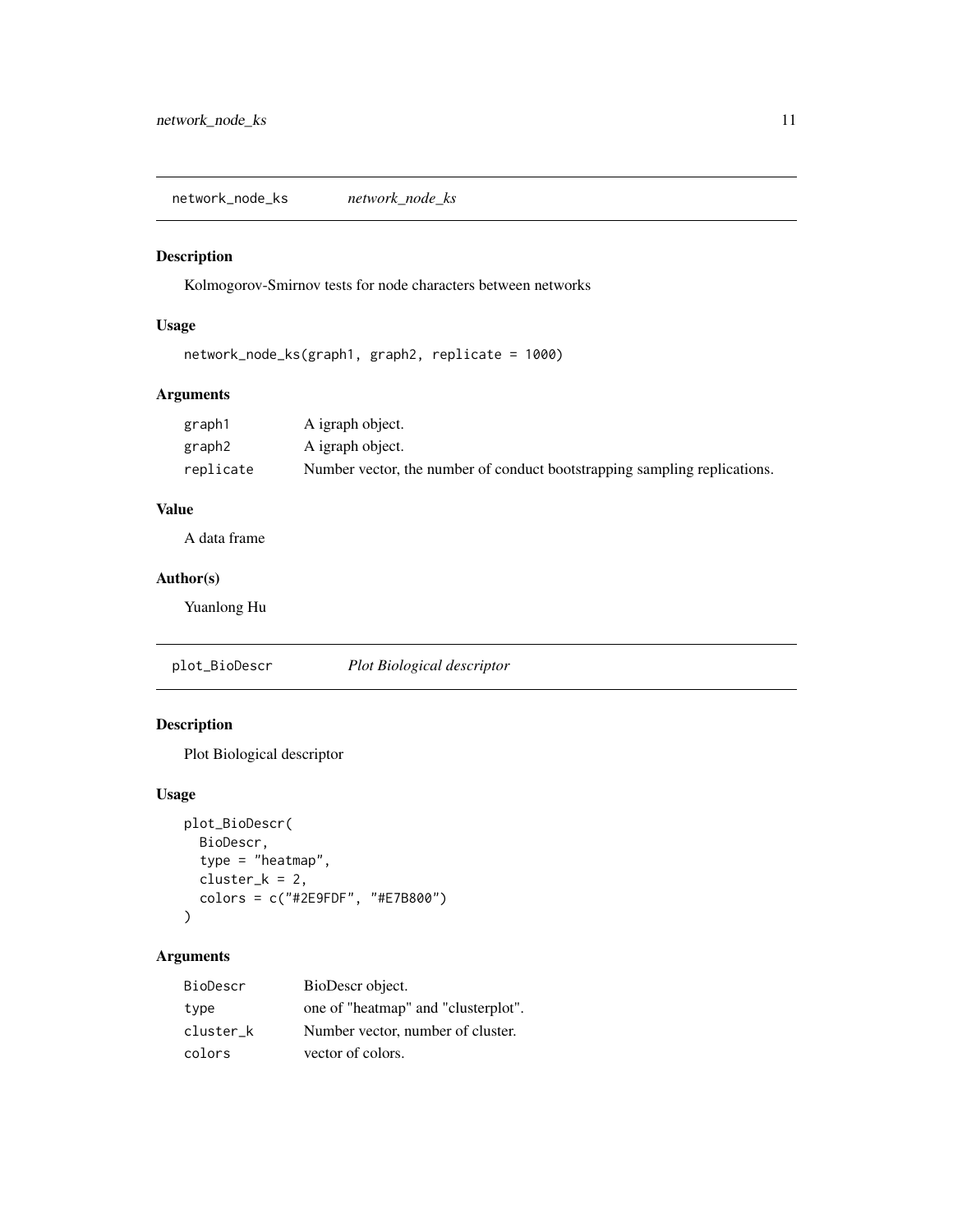## network_node_ks *network_node_ks*

### Description

Kolmogorov-Smirnov tests for node characters between networks

### Usage

```
network_node_ks(graph1, graph2, replicate = 1000)
```

### Arguments

| | |
|---|---|
| graph1 | A igraph object. |
| graph2 | A igraph object. |
| replicate | Number vector, the number of conduct bootstrapping sampling replications. |

### Value

A data frame

### Author(s)

Yuanlong Hu

## plot_BioDescr *Plot Biological descriptor*

### Description

Plot Biological descriptor

### Usage

```
plot_BioDescr(
  BioDescr,
  type = "heatmap",
  cluster_k = 2,
  colors = c("#2E9FDF", "#E7B800")
)
```

### Arguments

| | |
|---|---|
| BioDescr | BioDescr object. |
| type | one of "heatmap" and "clusterplot". |
| cluster_k | Number vector, number of cluster. |
| colors | vector of colors. |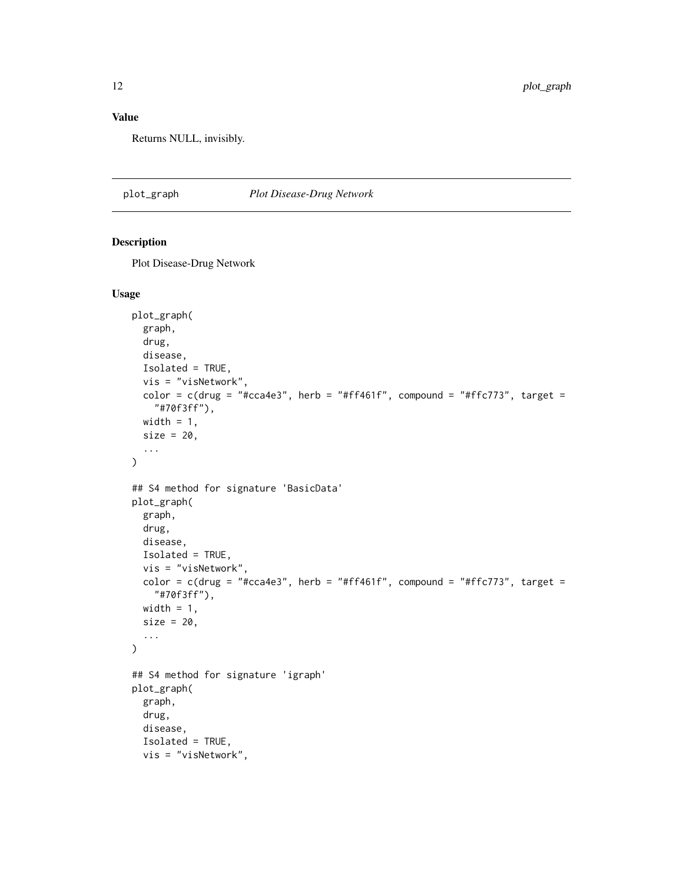### Value

Returns NULL, invisibly.

---

## plot_graph *Plot Disease-Drug Network*

### Description

Plot Disease-Drug Network

### Usage

```
plot_graph(
  graph,
  drug,
  disease,
  Isolated = TRUE,
  vis = "visNetwork",
  color = c(drug = "#cca4e3", herb = "#ff461f", compound = "#ffc773", target =
    "#70f3ff"),
  width = 1,
  size = 20,
  ...
)

## S4 method for signature 'BasicData'
plot_graph(
  graph,
  drug,
  disease,
  Isolated = TRUE,
  vis = "visNetwork",
  color = c(drug = "#cca4e3", herb = "#ff461f", compound = "#ffc773", target =
    "#70f3ff"),
  width = 1,
  size = 20,
  ...
)

## S4 method for signature 'igraph'
plot_graph(
  graph,
  drug,
  disease,
  Isolated = TRUE,
  vis = "visNetwork",
```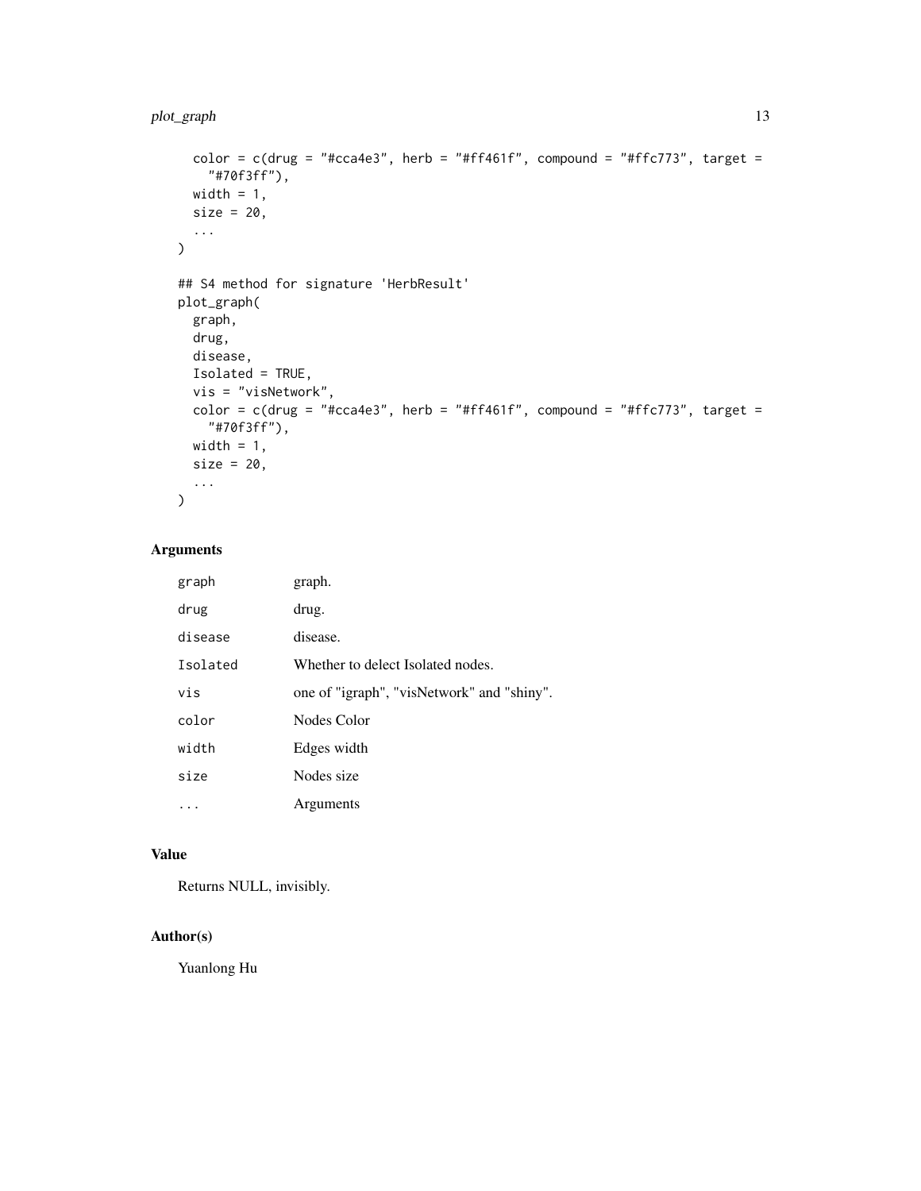```
  color = c(drug = "#cca4e3", herb = "#ff461f", compound = "#ffc773", target =
    "#70f3ff"),
  width = 1,
  size = 20,
  ...
)

## S4 method for signature 'HerbResult'
plot_graph(
  graph,
  drug,
  disease,
  Isolated = TRUE,
  vis = "visNetwork",
  color = c(drug = "#cca4e3", herb = "#ff461f", compound = "#ffc773", target =
    "#70f3ff"),
  width = 1,
  size = 20,
  ...
)
```

## Arguments

| | |
|---|---|
| `graph` | graph. |
| `drug` | drug. |
| `disease` | disease. |
| `Isolated` | Whether to delect Isolated nodes. |
| `vis` | one of "igraph", "visNetwork" and "shiny". |
| `color` | Nodes Color |
| `width` | Edges width |
| `size` | Nodes size |
| `...` | Arguments |

## Value

Returns NULL, invisibly.

## Author(s)

Yuanlong Hu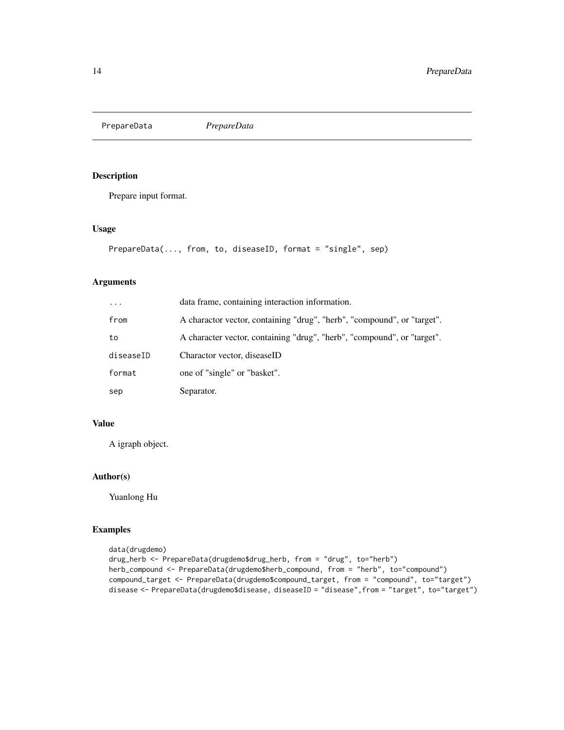PrepareData *PrepareData*

## Description

Prepare input format.

## Usage

```
PrepareData(..., from, to, diseaseID, format = "single", sep)
```

## Arguments

| | |
|---|---|
| ... | data frame, containing interaction information. |
| from | A charactor vector, containing "drug", "herb", "compound", or "target". |
| to | A character vector, containing "drug", "herb", "compound", or "target". |
| diseaseID | Charactor vector, diseaseID |
| format | one of "single" or "basket". |
| sep | Separator. |

## Value

A igraph object.

## Author(s)

Yuanlong Hu

## Examples

```
data(drugdemo)
drug_herb <- PrepareData(drugdemo$drug_herb, from = "drug", to="herb")
herb_compound <- PrepareData(drugdemo$herb_compound, from = "herb", to="compound")
compound_target <- PrepareData(drugdemo$compound_target, from = "compound", to="target")
disease <- PrepareData(drugdemo$disease, diseaseID = "disease",from = "target", to="target")
```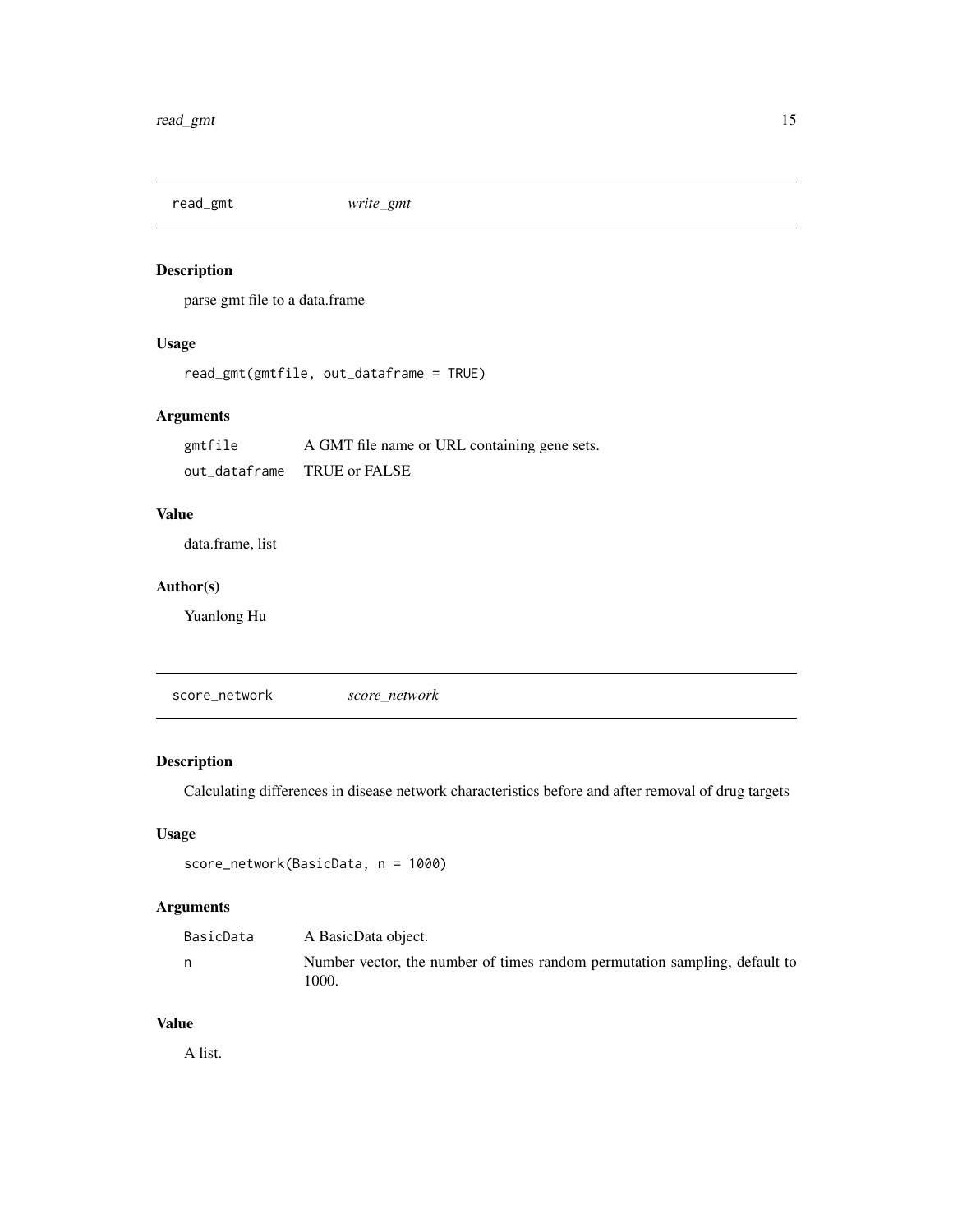## read_gmt *write_gmt*

### Description

parse gmt file to a data.frame

### Usage

```
read_gmt(gmtfile, out_dataframe = TRUE)
```

### Arguments

| | |
|---|---|
| gmtfile | A GMT file name or URL containing gene sets. |
| out_dataframe | TRUE or FALSE |

### Value

data.frame, list

### Author(s)

Yuanlong Hu

## score_network *score_network*

### Description

Calculating differences in disease network characteristics before and after removal of drug targets

### Usage

```
score_network(BasicData, n = 1000)
```

### Arguments

| | |
|---|---|
| BasicData | A BasicData object. |
| n | Number vector, the number of times random permutation sampling, default to 1000. |

### Value

A list.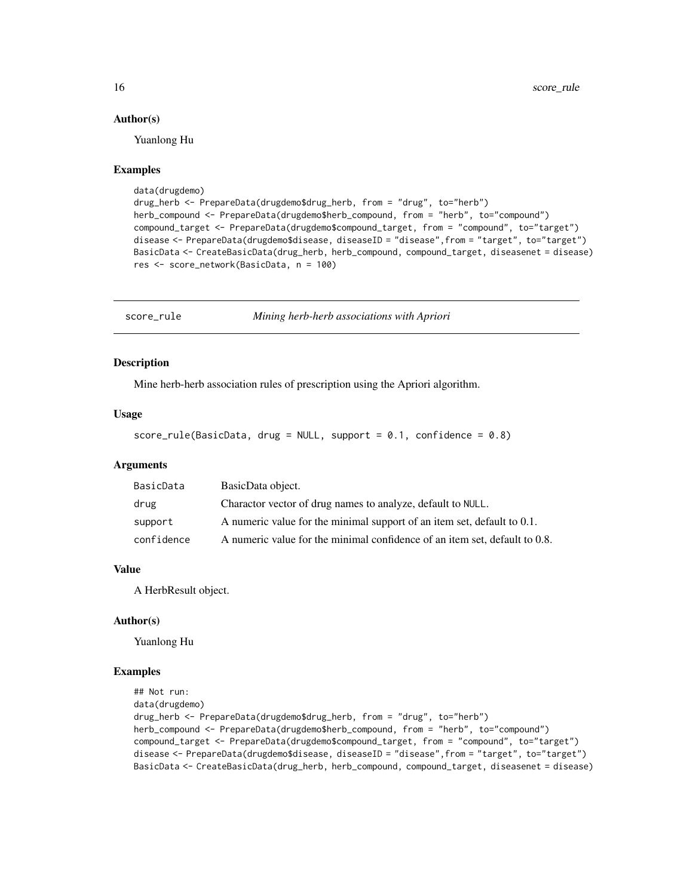### Author(s)

Yuanlong Hu

### Examples

```
data(drugdemo)
drug_herb <- PrepareData(drugdemo$drug_herb, from = "drug", to="herb")
herb_compound <- PrepareData(drugdemo$herb_compound, from = "herb", to="compound")
compound_target <- PrepareData(drugdemo$compound_target, from = "compound", to="target")
disease <- PrepareData(drugdemo$disease, diseaseID = "disease",from = "target", to="target")
BasicData <- CreateBasicData(drug_herb, herb_compound, compound_target, diseasenet = disease)
res <- score_network(BasicData, n = 100)
```

---

## score_rule — *Mining herb-herb associations with Apriori*

### Description

Mine herb-herb association rules of prescription using the Apriori algorithm.

### Usage

```
score_rule(BasicData, drug = NULL, support = 0.1, confidence = 0.8)
```

### Arguments

| Argument | Description |
|---|---|
| BasicData | BasicData object. |
| drug | Charactor vector of drug names to analyze, default to NULL. |
| support | A numeric value for the minimal support of an item set, default to 0.1. |
| confidence | A numeric value for the minimal confidence of an item set, default to 0.8. |

### Value

A HerbResult object.

### Author(s)

Yuanlong Hu

### Examples

```
## Not run:
data(drugdemo)
drug_herb <- PrepareData(drugdemo$drug_herb, from = "drug", to="herb")
herb_compound <- PrepareData(drugdemo$herb_compound, from = "herb", to="compound")
compound_target <- PrepareData(drugdemo$compound_target, from = "compound", to="target")
disease <- PrepareData(drugdemo$disease, diseaseID = "disease",from = "target", to="target")
BasicData <- CreateBasicData(drug_herb, herb_compound, compound_target, diseasenet = disease)
```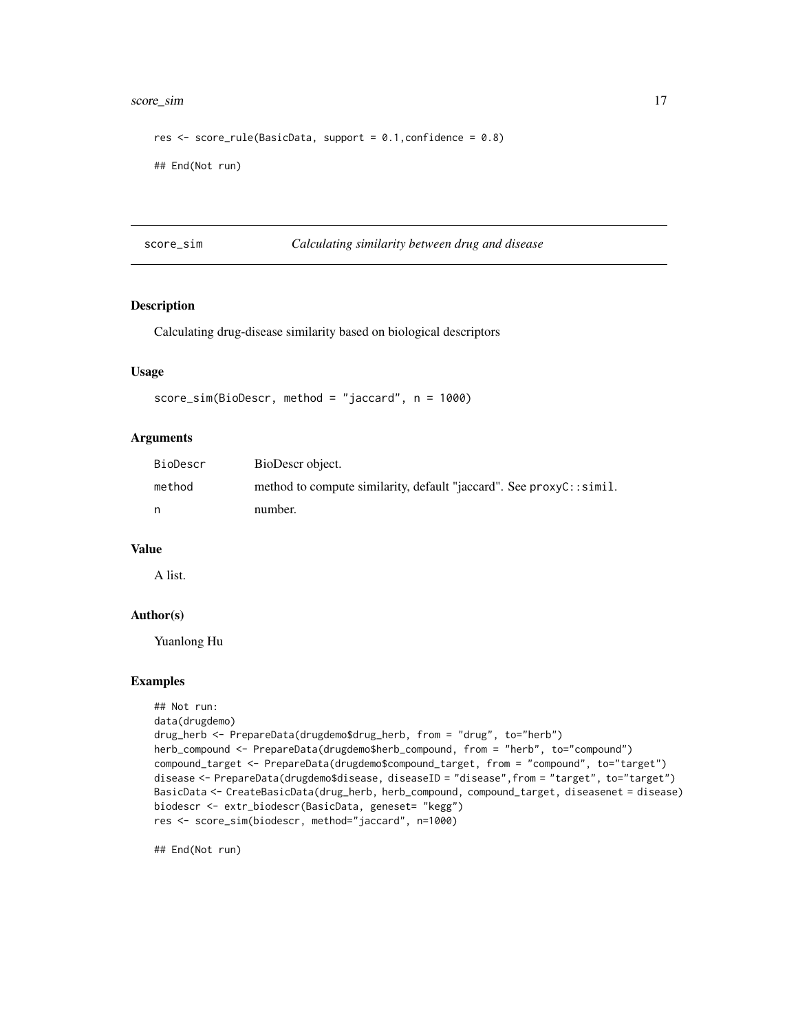```
res <- score_rule(BasicData, support = 0.1,confidence = 0.8)

## End(Not run)
```

## score_sim — *Calculating similarity between drug and disease*

### Description

Calculating drug-disease similarity based on biological descriptors

### Usage

```
score_sim(BioDescr, method = "jaccard", n = 1000)
```

### Arguments

| | |
|---|---|
| BioDescr | BioDescr object. |
| method | method to compute similarity, default "jaccard". See `proxyC::simil`. |
| n | number. |

### Value

A list.

### Author(s)

Yuanlong Hu

### Examples

```
## Not run:
data(drugdemo)
drug_herb <- PrepareData(drugdemo$drug_herb, from = "drug", to="herb")
herb_compound <- PrepareData(drugdemo$herb_compound, from = "herb", to="compound")
compound_target <- PrepareData(drugdemo$compound_target, from = "compound", to="target")
disease <- PrepareData(drugdemo$disease, diseaseID = "disease",from = "target", to="target")
BasicData <- CreateBasicData(drug_herb, herb_compound, compound_target, diseasenet = disease)
biodescr <- extr_biodescr(BasicData, geneset= "kegg")
res <- score_sim(biodescr, method="jaccard", n=1000)

## End(Not run)
```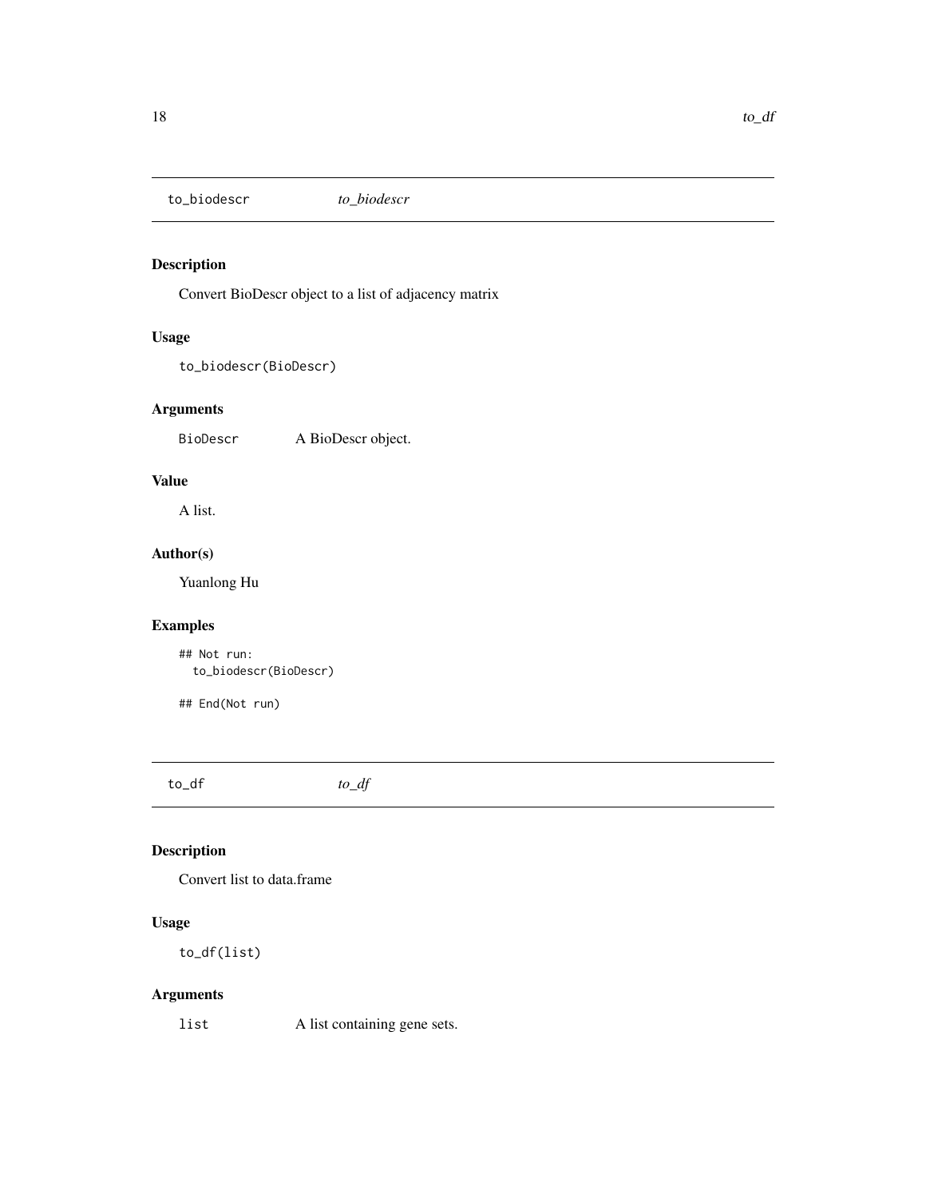## to_biodescr *to_biodescr*

### Description

Convert BioDescr object to a list of adjacency matrix

### Usage

```
to_biodescr(BioDescr)
```

### Arguments

| | |
|---|---|
| BioDescr | A BioDescr object. |

### Value

A list.

### Author(s)

Yuanlong Hu

### Examples

```
## Not run:
  to_biodescr(BioDescr)

## End(Not run)
```

## to_df *to_df*

### Description

Convert list to data.frame

### Usage

```
to_df(list)
```

### Arguments

| | |
|---|---|
| list | A list containing gene sets. |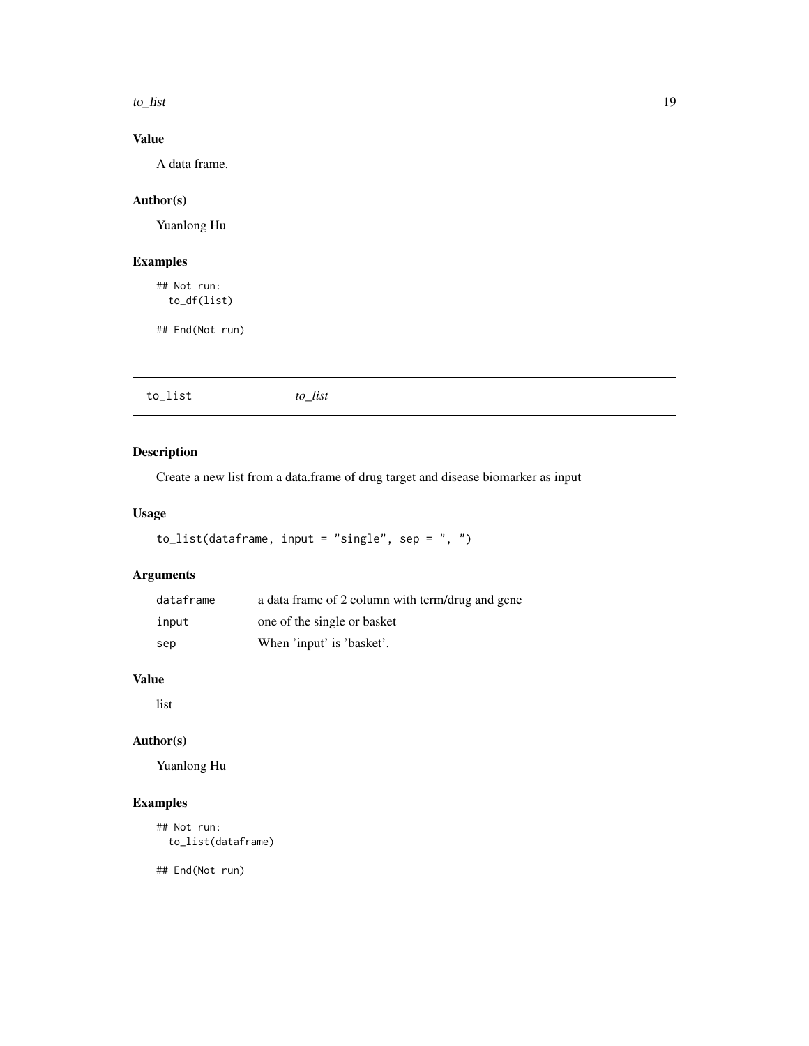### Value

A data frame.

### Author(s)

Yuanlong Hu

### Examples

```
## Not run:
  to_df(list)

## End(Not run)
```

---

## to_list *to_list*

---

### Description

Create a new list from a data.frame of drug target and disease biomarker as input

### Usage

```
to_list(dataframe, input = "single", sep = ", ")
```

### Arguments

| | |
|---|---|
| dataframe | a data frame of 2 column with term/drug and gene |
| input | one of the single or basket |
| sep | When 'input' is 'basket'. |

### Value

list

### Author(s)

Yuanlong Hu

### Examples

```
## Not run:
  to_list(dataframe)

## End(Not run)
```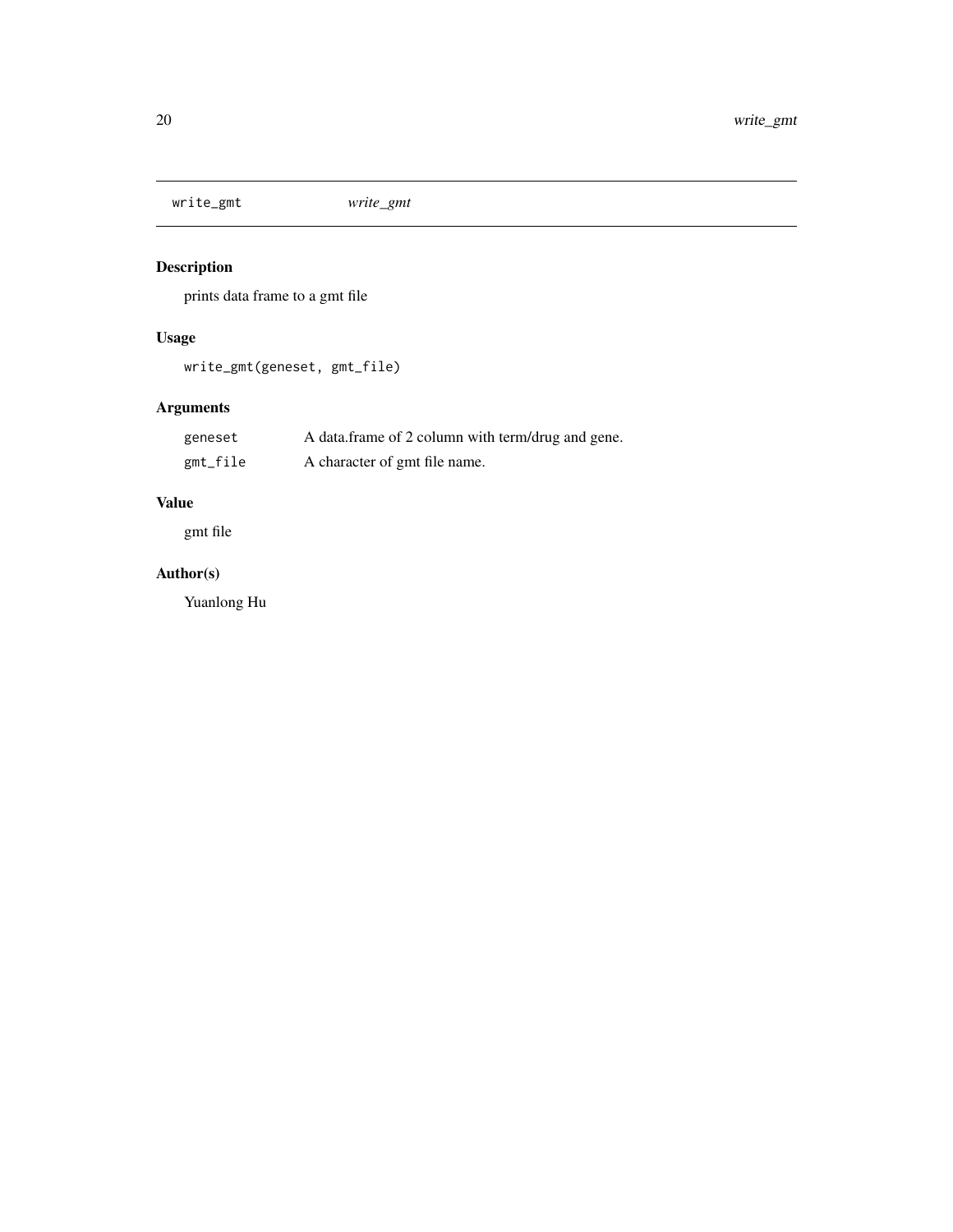## write_gmt *write_gmt*

### Description

prints data frame to a gmt file

### Usage

```
write_gmt(geneset, gmt_file)
```

### Arguments

| | |
|---|---|
| geneset | A data.frame of 2 column with term/drug and gene. |
| gmt_file | A character of gmt file name. |

### Value

gmt file

### Author(s)

Yuanlong Hu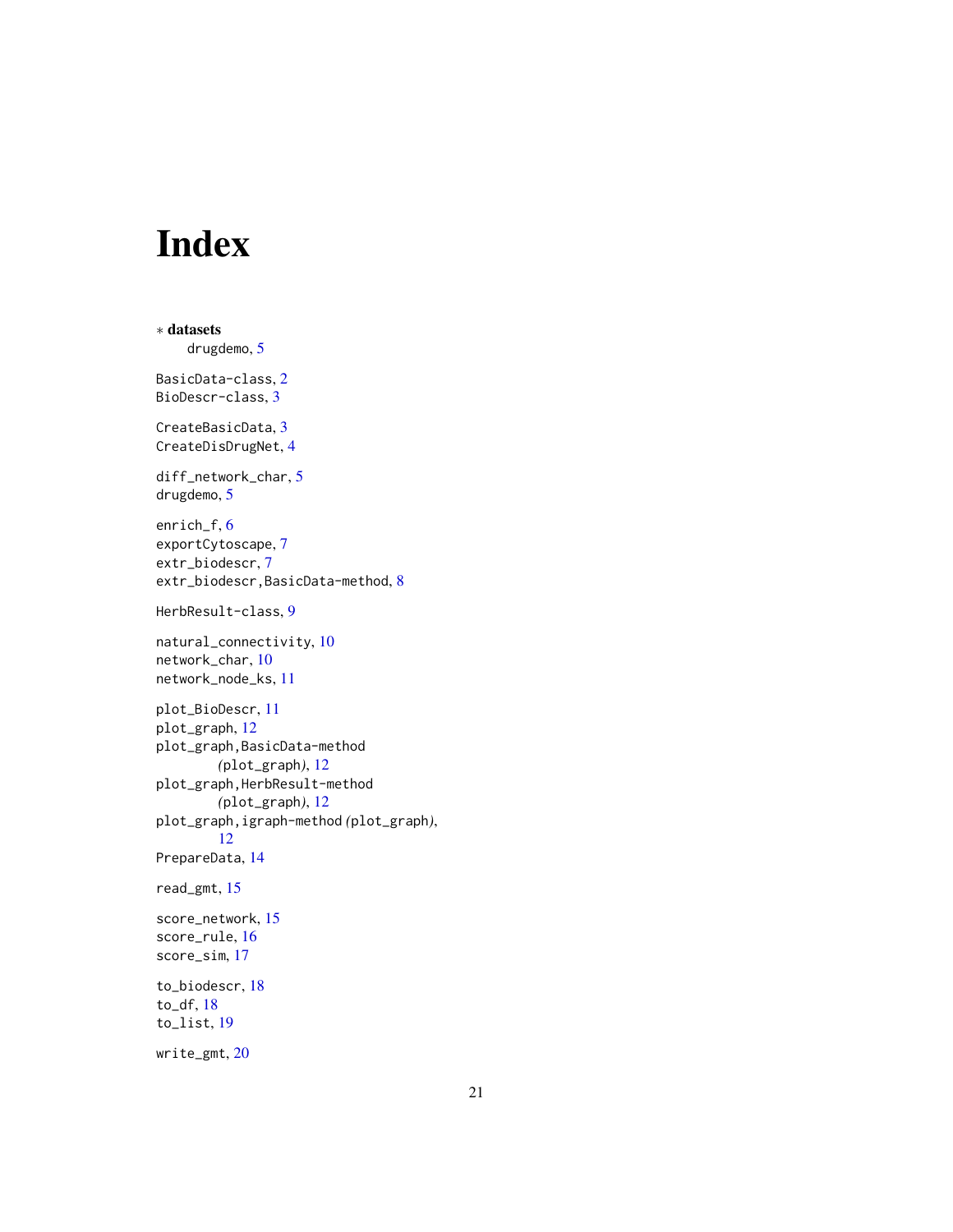# Index

∗ **datasets**

drugdemo, 5

BasicData-class, 2
BioDescr-class, 3

CreateBasicData, 3
CreateDisDrugNet, 4

diff_network_char, 5
drugdemo, 5

enrich_f, 6
exportCytoscape, 7
extr_biodescr, 7
extr_biodescr,BasicData-method, 8

HerbResult-class, 9

natural_connectivity, 10
network_char, 10
network_node_ks, 11

plot_BioDescr, 11
plot_graph, 12
plot_graph,BasicData-method (plot_graph), 12
plot_graph,HerbResult-method (plot_graph), 12
plot_graph,igraph-method (plot_graph), 12
PrepareData, 14

read_gmt, 15

score_network, 15
score_rule, 16
score_sim, 17

to_biodescr, 18
to_df, 18
to_list, 19

write_gmt, 20